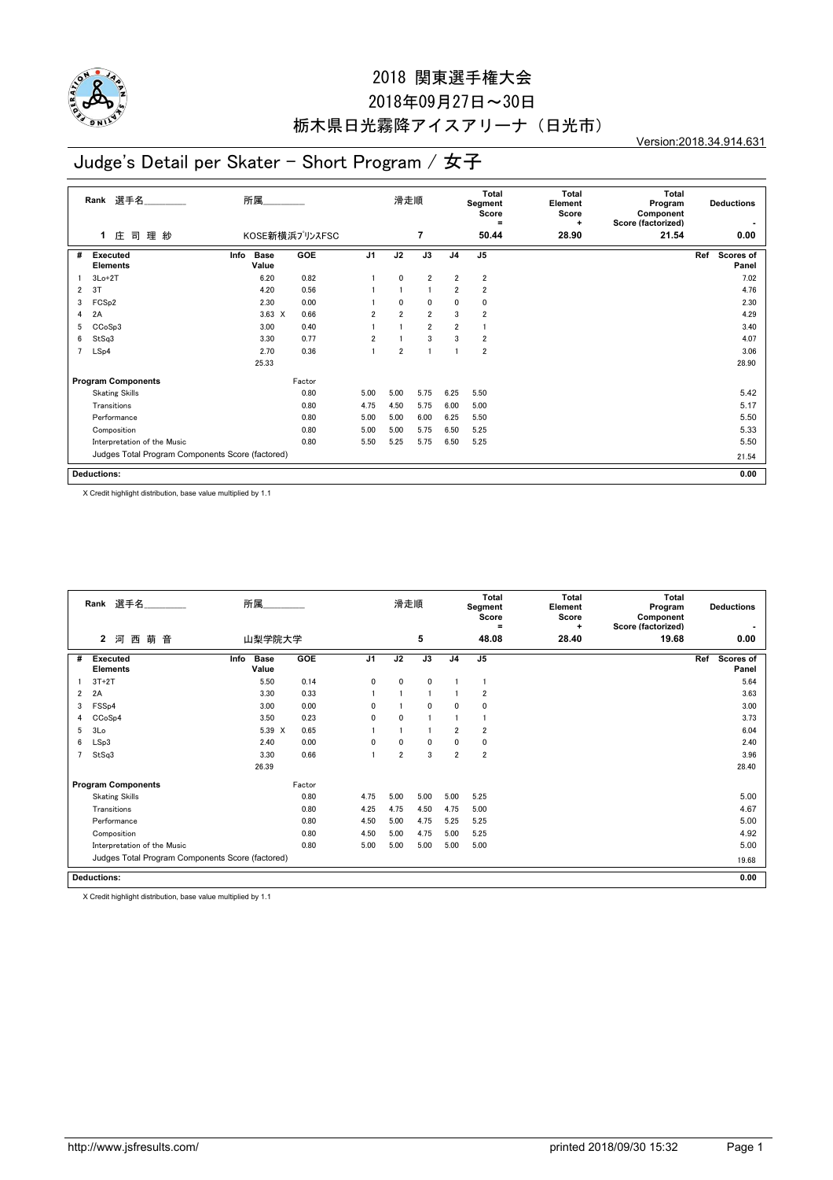# 2018 関東選手権大会

2018年09月27日～30日

栃木県日光霧降アイスアリーナ（日光市）

Version:2018.34.914.631

## Judge's Detail per Skater - Short Program / 女子

| Rank | 選手名 | 所属 | 滑走順 | Total Segment Score = | Total Element Score + | Total Program Component Score (factorized) | Deductions - |
|---|---|---|---|---|---|---|---|
| 1 | 庄 司 理 紗 | KOSE新横浜ﾌﾟﾘﾝｽFSC | 7 | 50.44 | 28.90 | 21.54 | 0.00 |

| # | Executed Elements | Info | Base Value | GOE | J1 | J2 | J3 | J4 | J5 | Ref | Scores of Panel |
|---|---|---|---|---|---|---|---|---|---|---|---|
| 1 | 3Lo+2T | | 6.20 | 0.82 | 1 | 0 | 2 | 2 | 2 | | 7.02 |
| 2 | 3T | | 4.20 | 0.56 | 1 | 1 | 1 | 2 | 2 | | 4.76 |
| 3 | FCSp2 | | 2.30 | 0.00 | 1 | 0 | 0 | 0 | 0 | | 2.30 |
| 4 | 2A | | 3.63 X | 0.66 | 2 | 2 | 2 | 3 | 2 | | 4.29 |
| 5 | CCoSp3 | | 3.00 | 0.40 | 1 | 1 | 2 | 2 | 1 | | 3.40 |
| 6 | StSq3 | | 3.30 | 0.77 | 2 | 1 | 3 | 3 | 2 | | 4.07 |
| 7 | LSp4 | | 2.70 | 0.36 | 1 | 2 | 1 | 1 | 2 | | 3.06 |
| | | | 25.33 | | | | | | | | 28.90 |

| Program Components | Factor | J1 | J2 | J3 | J4 | J5 | Scores of Panel |
|---|---|---|---|---|---|---|---|
| Skating Skills | 0.80 | 5.00 | 5.00 | 5.75 | 6.25 | 5.50 | 5.42 |
| Transitions | 0.80 | 4.75 | 4.50 | 5.75 | 6.00 | 5.00 | 5.17 |
| Performance | 0.80 | 5.00 | 5.00 | 6.00 | 6.25 | 5.50 | 5.50 |
| Composition | 0.80 | 5.00 | 5.00 | 5.75 | 6.50 | 5.25 | 5.33 |
| Interpretation of the Music | 0.80 | 5.50 | 5.25 | 5.75 | 6.50 | 5.25 | 5.50 |
| Judges Total Program Components Score (factored) | | | | | | | 21.54 |

| Deductions: | 0.00 |
|---|---|

X Credit highlight distribution, base value multiplied by 1.1

| Rank | 選手名 | 所属 | 滑走順 | Total Segment Score = | Total Element Score + | Total Program Component Score (factorized) | Deductions - |
|---|---|---|---|---|---|---|---|
| 2 | 河 西 萌 音 | 山梨学院大学 | 5 | 48.08 | 28.40 | 19.68 | 0.00 |

| # | Executed Elements | Info | Base Value | GOE | J1 | J2 | J3 | J4 | J5 | Ref | Scores of Panel |
|---|---|---|---|---|---|---|---|---|---|---|---|
| 1 | 3T+2T | | 5.50 | 0.14 | 0 | 0 | 0 | 1 | 1 | | 5.64 |
| 2 | 2A | | 3.30 | 0.33 | 1 | 1 | 1 | 1 | 2 | | 3.63 |
| 3 | FSSp4 | | 3.00 | 0.00 | 0 | 1 | 0 | 0 | 0 | | 3.00 |
| 4 | CCoSp4 | | 3.50 | 0.23 | 0 | 0 | 1 | 1 | 1 | | 3.73 |
| 5 | 3Lo | | 5.39 X | 0.65 | 1 | 1 | 1 | 2 | 2 | | 6.04 |
| 6 | LSp3 | | 2.40 | 0.00 | 0 | 0 | 0 | 0 | 0 | | 2.40 |
| 7 | StSq3 | | 3.30 | 0.66 | 1 | 2 | 3 | 2 | 2 | | 3.96 |
| | | | 26.39 | | | | | | | | 28.40 |

| Program Components | Factor | J1 | J2 | J3 | J4 | J5 | Scores of Panel |
|---|---|---|---|---|---|---|---|
| Skating Skills | 0.80 | 4.75 | 5.00 | 5.00 | 5.00 | 5.25 | 5.00 |
| Transitions | 0.80 | 4.25 | 4.75 | 4.50 | 4.75 | 5.00 | 4.67 |
| Performance | 0.80 | 4.50 | 5.00 | 4.75 | 5.25 | 5.25 | 5.00 |
| Composition | 0.80 | 4.50 | 5.00 | 4.75 | 5.00 | 5.25 | 4.92 |
| Interpretation of the Music | 0.80 | 5.00 | 5.00 | 5.00 | 5.00 | 5.00 | 5.00 |
| Judges Total Program Components Score (factored) | | | | | | | 19.68 |

| Deductions: | 0.00 |
|---|---|

X Credit highlight distribution, base value multiplied by 1.1

http://www.jsfresults.com/ printed 2018/09/30 15:32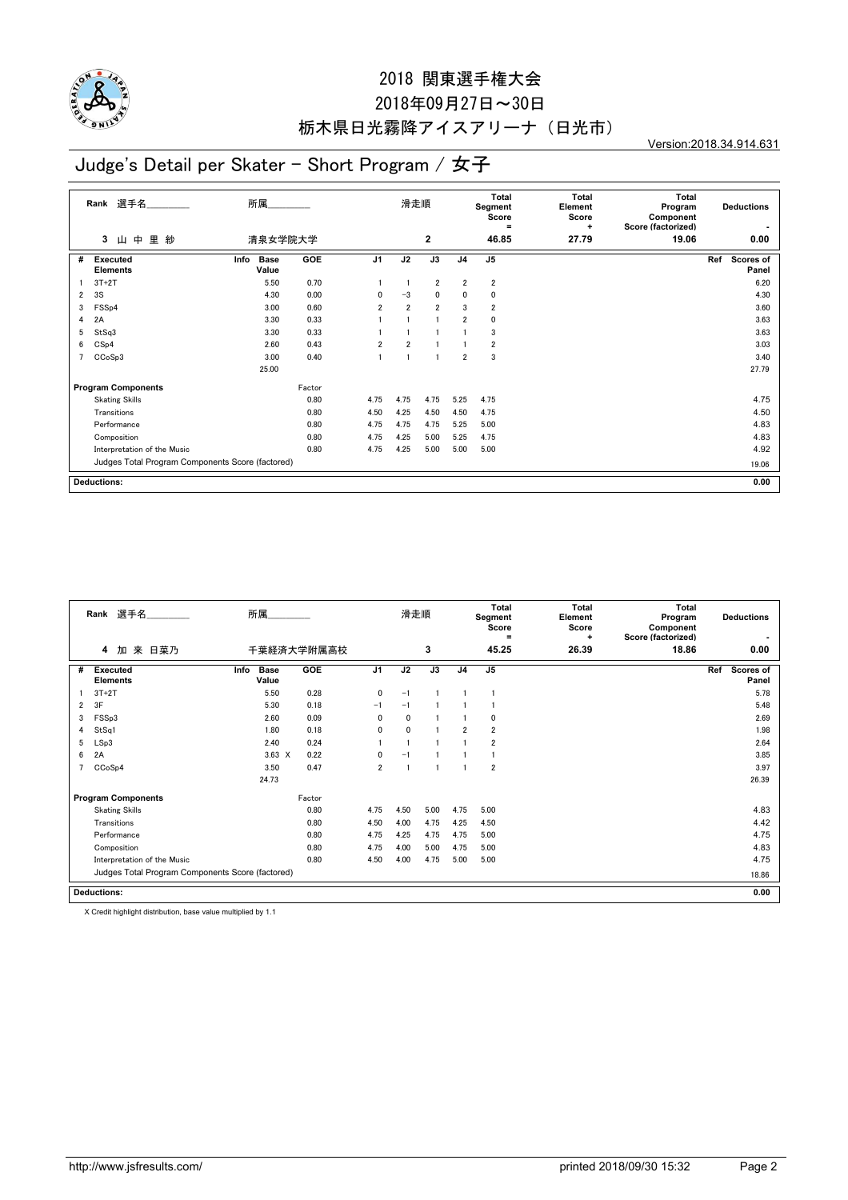# 2018 関東選手権大会

2018年09月27日～30日

栃木県日光霧降アイスアリーナ（日光市）

Version:2018.34.914.631

## Judge's Detail per Skater - Short Program / 女子

| Rank | 選手名 | 所属 | 滑走順 | Total Segment Score = | Total Element Score + | Total Program Component Score (factorized) | Deductions - |
|---|---|---|---|---|---|---|---|
| 3 | 山 中 里 紗 | 清泉女学院大学 | 2 | 46.85 | 27.79 | 19.06 | 0.00 |

| # | Executed Elements | Info | Base Value | GOE | J1 | J2 | J3 | J4 | J5 | Ref | Scores of Panel |
|---|---|---|---|---|---|---|---|---|---|---|---|
| 1 | 3T+2T | | 5.50 | 0.70 | 1 | 1 | 2 | 2 | 2 | | 6.20 |
| 2 | 3S | | 4.30 | 0.00 | 0 | −3 | 0 | 0 | 0 | | 4.30 |
| 3 | FSSp4 | | 3.00 | 0.60 | 2 | 2 | 2 | 3 | 2 | | 3.60 |
| 4 | 2A | | 3.30 | 0.33 | 1 | 1 | 1 | 2 | 0 | | 3.63 |
| 5 | StSq3 | | 3.30 | 0.33 | 1 | 1 | 1 | 1 | 3 | | 3.63 |
| 6 | CSp4 | | 2.60 | 0.43 | 2 | 2 | 1 | 1 | 2 | | 3.03 |
| 7 | CCoSp3 | | 3.00 | 0.40 | 1 | 1 | 1 | 2 | 3 | | 3.40 |
| | | | 25.00 | | | | | | | | 27.79 |

| Program Components | Factor | J1 | J2 | J3 | J4 | J5 | Scores of Panel |
|---|---|---|---|---|---|---|---|
| Skating Skills | 0.80 | 4.75 | 4.75 | 4.75 | 5.25 | 4.75 | 4.75 |
| Transitions | 0.80 | 4.50 | 4.25 | 4.50 | 4.50 | 4.75 | 4.50 |
| Performance | 0.80 | 4.75 | 4.75 | 4.75 | 5.25 | 5.00 | 4.83 |
| Composition | 0.80 | 4.75 | 4.25 | 5.00 | 5.25 | 4.75 | 4.83 |
| Interpretation of the Music | 0.80 | 4.75 | 4.25 | 5.00 | 5.00 | 5.00 | 4.92 |
| Judges Total Program Components Score (factored) | | | | | | | 19.06 |

**Deductions:** 0.00

| Rank | 選手名 | 所属 | 滑走順 | Total Segment Score = | Total Element Score + | Total Program Component Score (factorized) | Deductions - |
|---|---|---|---|---|---|---|---|
| 4 | 加 来 日菜乃 | 千葉経済大学附属高校 | 3 | 45.25 | 26.39 | 18.86 | 0.00 |

| # | Executed Elements | Info | Base Value | GOE | J1 | J2 | J3 | J4 | J5 | Ref | Scores of Panel |
|---|---|---|---|---|---|---|---|---|---|---|---|
| 1 | 3T+2T | | 5.50 | 0.28 | 0 | −1 | 1 | 1 | 1 | | 5.78 |
| 2 | 3F | | 5.30 | 0.18 | −1 | −1 | 1 | 1 | 1 | | 5.48 |
| 3 | FSSp3 | | 2.60 | 0.09 | 0 | 0 | 1 | 1 | 0 | | 2.69 |
| 4 | StSq1 | | 1.80 | 0.18 | 0 | 0 | 1 | 2 | 2 | | 1.98 |
| 5 | LSp3 | | 2.40 | 0.24 | 1 | 1 | 1 | 1 | 2 | | 2.64 |
| 6 | 2A | | 3.63 X | 0.22 | 0 | −1 | 1 | 1 | 1 | | 3.85 |
| 7 | CCoSp4 | | 3.50 | 0.47 | 2 | 1 | 1 | 1 | 2 | | 3.97 |
| | | | 24.73 | | | | | | | | 26.39 |

| Program Components | Factor | J1 | J2 | J3 | J4 | J5 | Scores of Panel |
|---|---|---|---|---|---|---|---|
| Skating Skills | 0.80 | 4.75 | 4.50 | 5.00 | 4.75 | 5.00 | 4.83 |
| Transitions | 0.80 | 4.50 | 4.00 | 4.75 | 4.25 | 4.50 | 4.42 |
| Performance | 0.80 | 4.75 | 4.25 | 4.75 | 4.75 | 5.00 | 4.75 |
| Composition | 0.80 | 4.75 | 4.00 | 5.00 | 4.75 | 5.00 | 4.83 |
| Interpretation of the Music | 0.80 | 4.50 | 4.00 | 4.75 | 5.00 | 5.00 | 4.75 |
| Judges Total Program Components Score (factored) | | | | | | | 18.86 |

**Deductions:** 0.00

X Credit highlight distribution, base value multiplied by 1.1

http://www.jsfresults.com/ printed 2018/09/30 15:32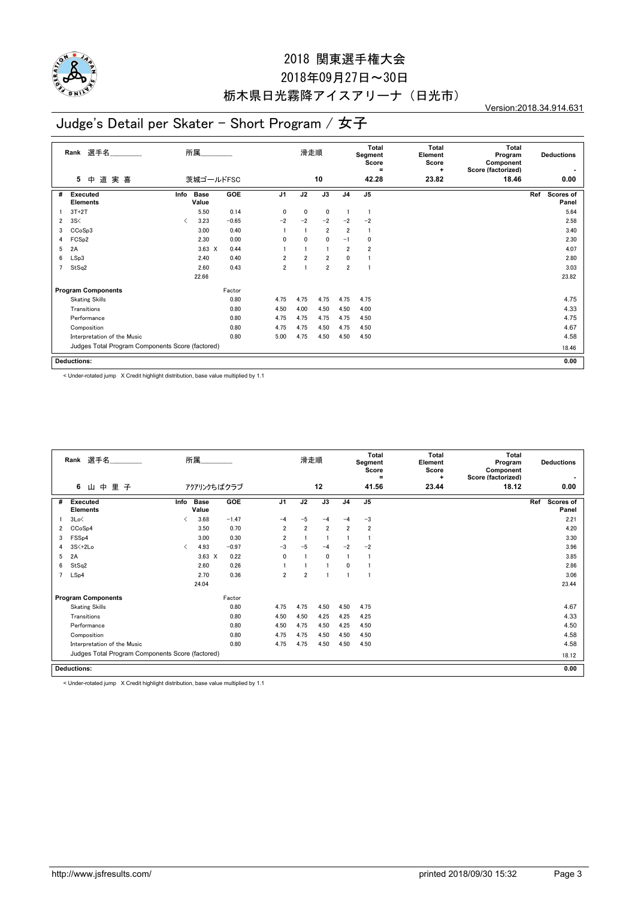# 2018 関東選手権大会

2018年09月27日～30日

栃木県日光霧降アイスアリーナ（日光市）

Version:2018.34.914.631

## Judge's Detail per Skater - Short Program / 女子

| Rank | 選手名 | 所属 | 滑走順 | Total Segment Score = | Total Element Score + | Total Program Component Score (factorized) | Deductions - |
|---|---|---|---|---|---|---|---|
| 5 | 中 道 実 喜 | 茨城ゴールドFSC | 10 | 42.28 | 23.82 | 18.46 | 0.00 |

| # | Executed Elements | Info | Base Value | GOE | J1 | J2 | J3 | J4 | J5 | Ref | Scores of Panel |
|---|---|---|---|---|---|---|---|---|---|---|---|
| 1 | 3T+2T | | 5.50 | 0.14 | 0 | 0 | 0 | 1 | 1 | | 5.64 |
| 2 | 3S< | < | 3.23 | -0.65 | -2 | -2 | -2 | -2 | -2 | | 2.58 |
| 3 | CCoSp3 | | 3.00 | 0.40 | 1 | 1 | 2 | 2 | 1 | | 3.40 |
| 4 | FCSp2 | | 2.30 | 0.00 | 0 | 0 | 0 | -1 | 0 | | 2.30 |
| 5 | 2A | | 3.63 X | 0.44 | 1 | 1 | 1 | 2 | 2 | | 4.07 |
| 6 | LSp3 | | 2.40 | 0.40 | 2 | 2 | 2 | 0 | 1 | | 2.80 |
| 7 | StSq2 | | 2.60 | 0.43 | 2 | 1 | 2 | 2 | 1 | | 3.03 |
| | | | 22.66 | | | | | | | | 23.82 |

| Program Components | Factor | J1 | J2 | J3 | J4 | J5 | Scores of Panel |
|---|---|---|---|---|---|---|---|
| Skating Skills | 0.80 | 4.75 | 4.75 | 4.75 | 4.75 | 4.75 | 4.75 |
| Transitions | 0.80 | 4.50 | 4.00 | 4.50 | 4.50 | 4.00 | 4.33 |
| Performance | 0.80 | 4.75 | 4.75 | 4.75 | 4.75 | 4.50 | 4.75 |
| Composition | 0.80 | 4.75 | 4.75 | 4.50 | 4.75 | 4.50 | 4.67 |
| Interpretation of the Music | 0.80 | 5.00 | 4.75 | 4.50 | 4.50 | 4.50 | 4.58 |
| Judges Total Program Components Score (factored) | | | | | | | 18.46 |

Deductions: 0.00

< Under-rotated jump X Credit highlight distribution, base value multiplied by 1.1

| Rank | 選手名 | 所属 | 滑走順 | Total Segment Score = | Total Element Score + | Total Program Component Score (factorized) | Deductions - |
|---|---|---|---|---|---|---|---|
| 6 | 山 中 里 子 | アクアリンクちばクラブ | 12 | 41.56 | 23.44 | 18.12 | 0.00 |

| # | Executed Elements | Info | Base Value | GOE | J1 | J2 | J3 | J4 | J5 | Ref | Scores of Panel |
|---|---|---|---|---|---|---|---|---|---|---|---|
| 1 | 3Lo< | < | 3.68 | -1.47 | -4 | -5 | -4 | -4 | -3 | | 2.21 |
| 2 | CCoSp4 | | 3.50 | 0.70 | 2 | 2 | 2 | 2 | 2 | | 4.20 |
| 3 | FSSp4 | | 3.00 | 0.30 | 2 | 1 | 1 | 1 | 1 | | 3.30 |
| 4 | 3S<+2Lo | < | 4.93 | -0.97 | -3 | -5 | -4 | -2 | -2 | | 3.96 |
| 5 | 2A | | 3.63 X | 0.22 | 0 | 1 | 0 | 1 | 1 | | 3.85 |
| 6 | StSq2 | | 2.60 | 0.26 | 1 | 1 | 1 | 0 | 1 | | 2.86 |
| 7 | LSp4 | | 2.70 | 0.36 | 2 | 2 | 1 | 1 | 1 | | 3.06 |
| | | | 24.04 | | | | | | | | 23.44 |

| Program Components | Factor | J1 | J2 | J3 | J4 | J5 | Scores of Panel |
|---|---|---|---|---|---|---|---|
| Skating Skills | 0.80 | 4.75 | 4.75 | 4.50 | 4.50 | 4.75 | 4.67 |
| Transitions | 0.80 | 4.50 | 4.50 | 4.25 | 4.25 | 4.25 | 4.33 |
| Performance | 0.80 | 4.50 | 4.75 | 4.50 | 4.25 | 4.50 | 4.50 |
| Composition | 0.80 | 4.75 | 4.75 | 4.50 | 4.50 | 4.50 | 4.58 |
| Interpretation of the Music | 0.80 | 4.75 | 4.75 | 4.50 | 4.50 | 4.50 | 4.58 |
| Judges Total Program Components Score (factored) | | | | | | | 18.12 |

Deductions: 0.00

< Under-rotated jump X Credit highlight distribution, base value multiplied by 1.1

http://www.jsfresults.com/ printed 2018/09/30 15:32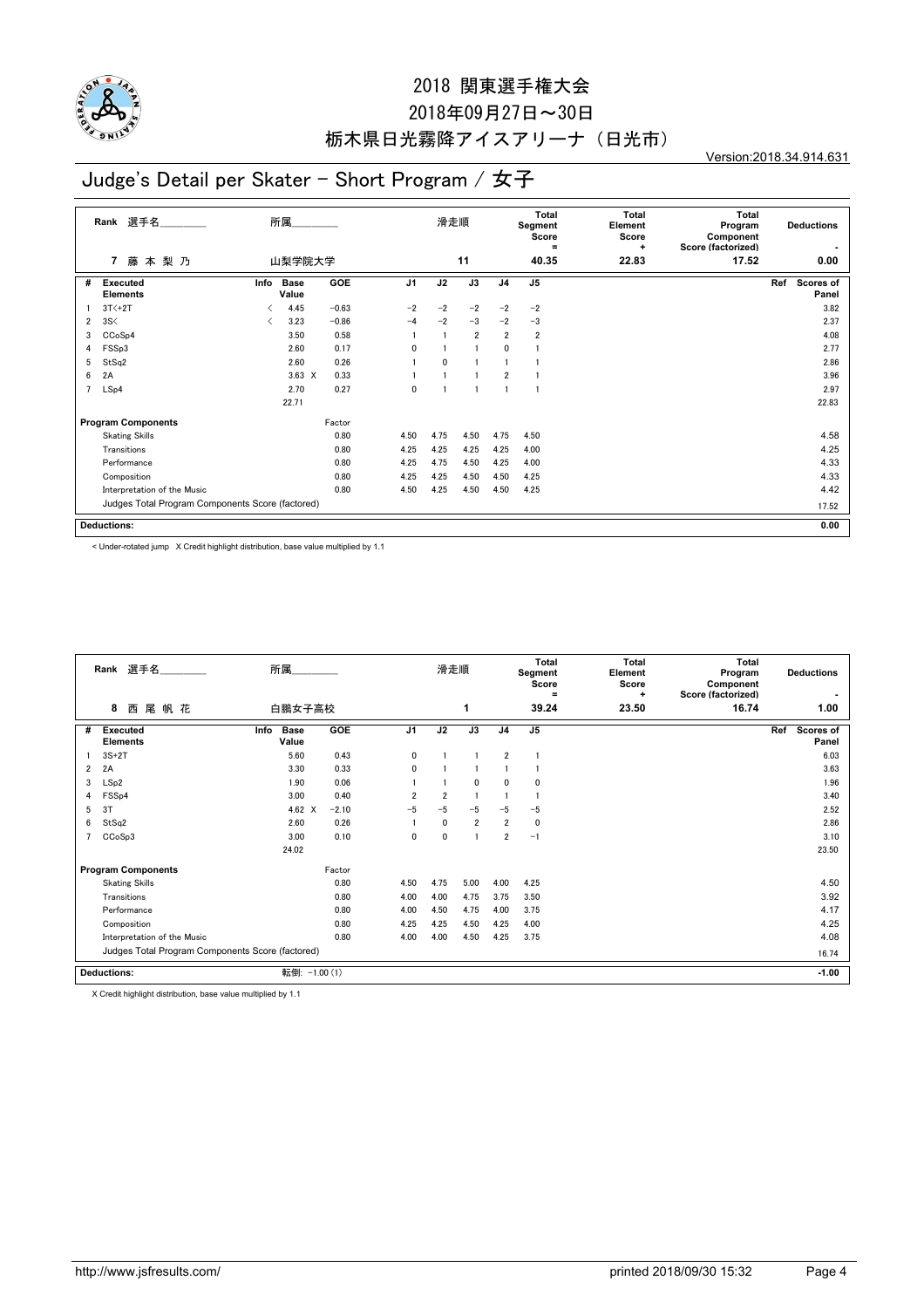# 2018 関東選手権大会

2018年09月27日～30日

栃木県日光霧降アイスアリーナ（日光市）

Version:2018.34.914.631

## Judge's Detail per Skater - Short Program / 女子

| Rank | 選手名 | 所属 | 滑走順 | Total Segment Score = | Total Element Score + | Total Program Component Score (factorized) | Deductions - |
|---|---|---|---|---|---|---|---|
| 7 | 藤 本 梨 乃 | 山梨学院大学 | 11 | 40.35 | 22.83 | 17.52 | 0.00 |

| # | Executed Elements | Info | Base Value | | GOE | J1 | J2 | J3 | J4 | J5 | Ref | Scores of Panel |
|---|---|---|---|---|---|---|---|---|---|---|---|---|
| 1 | 3T<+2T | < | 4.45 | | −0.63 | −2 | −2 | −2 | −2 | −2 | | 3.82 |
| 2 | 3S< | < | 3.23 | | −0.86 | −4 | −2 | −3 | −2 | −3 | | 2.37 |
| 3 | CCoSp4 | | 3.50 | | 0.58 | 1 | 1 | 2 | 2 | 2 | | 4.08 |
| 4 | FSSp3 | | 2.60 | | 0.17 | 0 | 1 | 1 | 0 | 1 | | 2.77 |
| 5 | StSq2 | | 2.60 | | 0.26 | 1 | 0 | 1 | 1 | 1 | | 2.86 |
| 6 | 2A | | 3.63 | X | 0.33 | 1 | 1 | 1 | 2 | 1 | | 3.96 |
| 7 | LSp4 | | 2.70 | | 0.27 | 0 | 1 | 1 | 1 | 1 | | 2.97 |
| | | | 22.71 | | | | | | | | | 22.83 |

| Program Components | Factor | J1 | J2 | J3 | J4 | J5 | Scores of Panel |
|---|---|---|---|---|---|---|---|
| Skating Skills | 0.80 | 4.50 | 4.75 | 4.50 | 4.75 | 4.50 | 4.58 |
| Transitions | 0.80 | 4.25 | 4.25 | 4.25 | 4.25 | 4.00 | 4.25 |
| Performance | 0.80 | 4.25 | 4.75 | 4.50 | 4.25 | 4.00 | 4.33 |
| Composition | 0.80 | 4.25 | 4.25 | 4.50 | 4.50 | 4.25 | 4.33 |
| Interpretation of the Music | 0.80 | 4.50 | 4.25 | 4.50 | 4.50 | 4.25 | 4.42 |
| Judges Total Program Components Score (factored) | | | | | | | 17.52 |

**Deductions:** 0.00

< Under-rotated jump X Credit highlight distribution, base value multiplied by 1.1

| Rank | 選手名 | 所属 | 滑走順 | Total Segment Score = | Total Element Score + | Total Program Component Score (factorized) | Deductions - |
|---|---|---|---|---|---|---|---|
| 8 | 西 尾 帆 花 | 白鵬女子高校 | 1 | 39.24 | 23.50 | 16.74 | 1.00 |

| # | Executed Elements | Info | Base Value | | GOE | J1 | J2 | J3 | J4 | J5 | Ref | Scores of Panel |
|---|---|---|---|---|---|---|---|---|---|---|---|---|
| 1 | 3S+2T | | 5.60 | | 0.43 | 0 | 1 | 1 | 2 | 1 | | 6.03 |
| 2 | 2A | | 3.30 | | 0.33 | 0 | 1 | 1 | 1 | 1 | | 3.63 |
| 3 | LSp2 | | 1.90 | | 0.06 | 1 | 1 | 0 | 0 | 0 | | 1.96 |
| 4 | FSSp4 | | 3.00 | | 0.40 | 2 | 2 | 1 | 1 | 1 | | 3.40 |
| 5 | 3T | | 4.62 | X | −2.10 | −5 | −5 | −5 | −5 | −5 | | 2.52 |
| 6 | StSq2 | | 2.60 | | 0.26 | 1 | 0 | 2 | 2 | 0 | | 2.86 |
| 7 | CCoSp3 | | 3.00 | | 0.10 | 0 | 0 | 1 | 2 | −1 | | 3.10 |
| | | | 24.02 | | | | | | | | | 23.50 |

| Program Components | Factor | J1 | J2 | J3 | J4 | J5 | Scores of Panel |
|---|---|---|---|---|---|---|---|
| Skating Skills | 0.80 | 4.50 | 4.75 | 5.00 | 4.00 | 4.25 | 4.50 |
| Transitions | 0.80 | 4.00 | 4.00 | 4.75 | 3.75 | 3.50 | 3.92 |
| Performance | 0.80 | 4.00 | 4.50 | 4.75 | 4.00 | 3.75 | 4.17 |
| Composition | 0.80 | 4.25 | 4.25 | 4.50 | 4.25 | 4.00 | 4.25 |
| Interpretation of the Music | 0.80 | 4.00 | 4.00 | 4.50 | 4.25 | 3.75 | 4.08 |
| Judges Total Program Components Score (factored) | | | | | | | 16.74 |

**Deductions:** 転倒: −1.00 (1) −1.00

X Credit highlight distribution, base value multiplied by 1.1

http://www.jsfresults.com/ printed 2018/09/30 15:32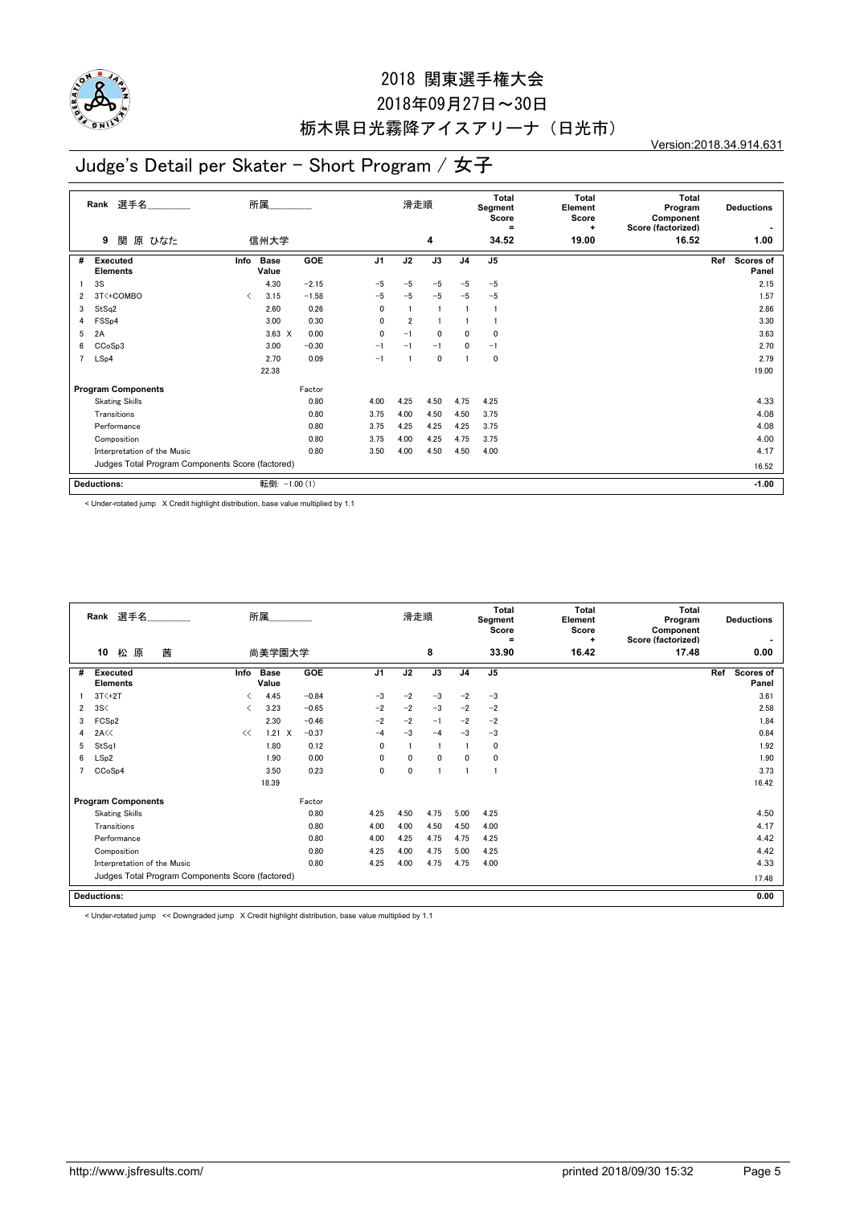# 2018 関東選手権大会

## 2018年09月27日～30日

## 栃木県日光霧降アイスアリーナ（日光市）

Version:2018.34.914.631

# Judge's Detail per Skater - Short Program / 女子

| Rank | 選手名 | 所属 | 滑走順 | Total Segment Score = | Total Element Score + | Total Program Component Score (factorized) | Deductions - |
|---|---|---|---|---|---|---|---|
| 9 | 関 原 ひなた | 信州大学 | 4 | 34.52 | 19.00 | 16.52 | 1.00 |

| # | Executed Elements | Info | Base Value | | GOE | J1 | J2 | J3 | J4 | J5 | Ref | Scores of Panel |
|---|---|---|---|---|---|---|---|---|---|---|---|---|
| 1 | 3S | | 4.30 | | −2.15 | −5 | −5 | −5 | −5 | −5 | | 2.15 |
| 2 | 3T<+COMBO | < | 3.15 | | −1.58 | −5 | −5 | −5 | −5 | −5 | | 1.57 |
| 3 | StSq2 | | 2.60 | | 0.26 | 0 | 1 | 1 | 1 | 1 | | 2.86 |
| 4 | FSSp4 | | 3.00 | | 0.30 | 0 | 2 | 1 | 1 | 1 | | 3.30 |
| 5 | 2A | | 3.63 | X | 0.00 | 0 | −1 | 0 | 0 | 0 | | 3.63 |
| 6 | CCoSp3 | | 3.00 | | −0.30 | −1 | −1 | −1 | 0 | −1 | | 2.70 |
| 7 | LSp4 | | 2.70 | | 0.09 | −1 | 1 | 0 | 1 | 0 | | 2.79 |
| | | | 22.38 | | | | | | | | | 19.00 |

| Program Components | Factor | J1 | J2 | J3 | J4 | J5 | Scores of Panel |
|---|---|---|---|---|---|---|---|
| Skating Skills | 0.80 | 4.00 | 4.25 | 4.50 | 4.75 | 4.25 | 4.33 |
| Transitions | 0.80 | 3.75 | 4.00 | 4.50 | 4.50 | 3.75 | 4.08 |
| Performance | 0.80 | 3.75 | 4.25 | 4.25 | 4.25 | 3.75 | 4.08 |
| Composition | 0.80 | 3.75 | 4.00 | 4.25 | 4.75 | 3.75 | 4.00 |
| Interpretation of the Music | 0.80 | 3.50 | 4.00 | 4.50 | 4.50 | 4.00 | 4.17 |
| Judges Total Program Components Score (factored) | | | | | | | 16.52 |

**Deductions:** 転倒: −1.00 (1) **−1.00**

< Under-rotated jump X Credit highlight distribution, base value multiplied by 1.1

| Rank | 選手名 | 所属 | 滑走順 | Total Segment Score = | Total Element Score + | Total Program Component Score (factorized) | Deductions - |
|---|---|---|---|---|---|---|---|
| 10 | 松 原 茜 | 尚美学園大学 | 8 | 33.90 | 16.42 | 17.48 | 0.00 |

| # | Executed Elements | Info | Base Value | | GOE | J1 | J2 | J3 | J4 | J5 | Ref | Scores of Panel |
|---|---|---|---|---|---|---|---|---|---|---|---|---|
| 1 | 3T<+2T | < | 4.45 | | −0.84 | −3 | −2 | −3 | −2 | −3 | | 3.61 |
| 2 | 3S< | < | 3.23 | | −0.65 | −2 | −2 | −3 | −2 | −2 | | 2.58 |
| 3 | FCSp2 | | 2.30 | | −0.46 | −2 | −2 | −1 | −2 | −2 | | 1.84 |
| 4 | 2A<< | << | 1.21 | X | −0.37 | −4 | −3 | −4 | −3 | −3 | | 0.84 |
| 5 | StSq1 | | 1.80 | | 0.12 | 0 | 1 | 1 | 1 | 0 | | 1.92 |
| 6 | LSp2 | | 1.90 | | 0.00 | 0 | 0 | 0 | 0 | 0 | | 1.90 |
| 7 | CCoSp4 | | 3.50 | | 0.23 | 0 | 0 | 1 | 1 | 1 | | 3.73 |
| | | | 18.39 | | | | | | | | | 16.42 |

| Program Components | Factor | J1 | J2 | J3 | J4 | J5 | Scores of Panel |
|---|---|---|---|---|---|---|---|
| Skating Skills | 0.80 | 4.25 | 4.50 | 4.75 | 5.00 | 4.25 | 4.50 |
| Transitions | 0.80 | 4.00 | 4.00 | 4.50 | 4.50 | 4.00 | 4.17 |
| Performance | 0.80 | 4.00 | 4.25 | 4.75 | 4.75 | 4.25 | 4.42 |
| Composition | 0.80 | 4.25 | 4.00 | 4.75 | 5.00 | 4.25 | 4.42 |
| Interpretation of the Music | 0.80 | 4.25 | 4.00 | 4.75 | 4.75 | 4.00 | 4.33 |
| Judges Total Program Components Score (factored) | | | | | | | 17.48 |

**Deductions:** **0.00**

< Under-rotated jump << Downgraded jump X Credit highlight distribution, base value multiplied by 1.1

http://www.jsfresults.com/ printed 2018/09/30 15:32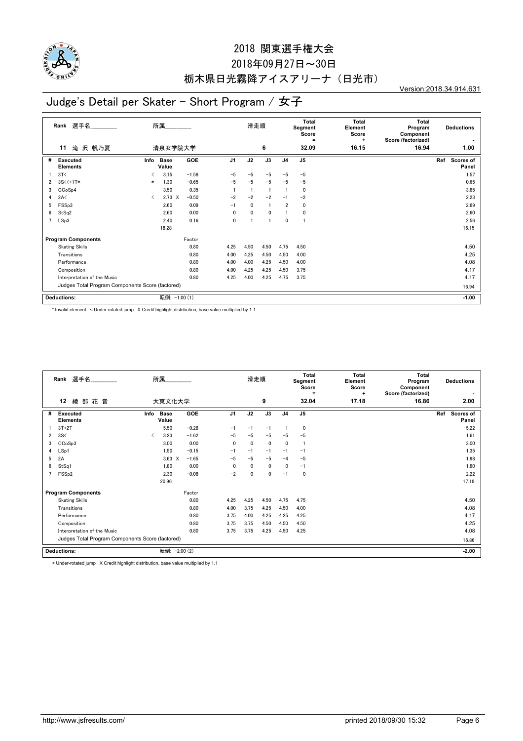# 2018 関東選手権大会

2018年09月27日～30日

栃木県日光霧降アイスアリーナ（日光市）

Version:2018.34.914.631

## Judge's Detail per Skater - Short Program / 女子

| Rank | 選手名 | 所属 | 滑走順 | Total Segment Score = | Total Element Score + | Total Program Component Score (factorized) | Deductions - |
|---|---|---|---|---|---|---|---|
| 11 | 滝 沢 帆乃夏 | 清泉女学院大学 | 6 | 32.09 | 16.15 | 16.94 | 1.00 |

| # | Executed Elements | Info | Base Value | GOE | J1 | J2 | J3 | J4 | J5 | Ref | Scores of Panel |
|---|---|---|---|---|---|---|---|---|---|---|---|
| 1 | 3T< | < | 3.15 | -1.58 | -5 | -5 | -5 | -5 | -5 | | 1.57 |
| 2 | 3S<<+1T* | * | 1.30 | -0.65 | -5 | -5 | -5 | -5 | -5 | | 0.65 |
| 3 | CCoSp4 | | 3.50 | 0.35 | 1 | 1 | 1 | 1 | 0 | | 3.85 |
| 4 | 2A< | < | 2.73 X | -0.50 | -2 | -2 | -2 | -1 | -2 | | 2.23 |
| 5 | FSSp3 | | 2.60 | 0.09 | -1 | 0 | 1 | 2 | 0 | | 2.69 |
| 6 | StSq2 | | 2.60 | 0.00 | 0 | 0 | 0 | 1 | 0 | | 2.60 |
| 7 | LSp3 | | 2.40 | 0.16 | 0 | 1 | 1 | 0 | 1 | | 2.56 |
| | | | 18.28 | | | | | | | | 16.15 |

| Program Components | Factor | J1 | J2 | J3 | J4 | J5 | Scores of Panel |
|---|---|---|---|---|---|---|---|
| Skating Skills | 0.80 | 4.25 | 4.50 | 4.50 | 4.75 | 4.50 | 4.50 |
| Transitions | 0.80 | 4.00 | 4.25 | 4.50 | 4.50 | 4.00 | 4.25 |
| Performance | 0.80 | 4.00 | 4.00 | 4.25 | 4.50 | 4.00 | 4.08 |
| Composition | 0.80 | 4.00 | 4.25 | 4.25 | 4.50 | 3.75 | 4.17 |
| Interpretation of the Music | 0.80 | 4.25 | 4.00 | 4.25 | 4.75 | 3.75 | 4.17 |
| Judges Total Program Components Score (factored) | | | | | | | 16.94 |

| Deductions: | 転倒: -1.00 (1) | -1.00 |
|---|---|---|

\* Invalid element < Under-rotated jump X Credit highlight distribution, base value multiplied by 1.1

| Rank | 選手名 | 所属 | 滑走順 | Total Segment Score = | Total Element Score + | Total Program Component Score (factorized) | Deductions - |
|---|---|---|---|---|---|---|---|
| 12 | 綾 部 花 音 | 大東文化大学 | 9 | 32.04 | 17.18 | 16.86 | 2.00 |

| # | Executed Elements | Info | Base Value | GOE | J1 | J2 | J3 | J4 | J5 | Ref | Scores of Panel |
|---|---|---|---|---|---|---|---|---|---|---|---|
| 1 | 3T+2T | | 5.50 | -0.28 | -1 | -1 | -1 | 1 | 0 | | 5.22 |
| 2 | 3S< | < | 3.23 | -1.62 | -5 | -5 | -5 | -5 | -5 | | 1.61 |
| 3 | CCoSp3 | | 3.00 | 0.00 | 0 | 0 | 0 | 0 | 1 | | 3.00 |
| 4 | LSp1 | | 1.50 | -0.15 | -1 | -1 | -1 | -1 | -1 | | 1.35 |
| 5 | 2A | | 3.63 X | -1.65 | -5 | -5 | -5 | -4 | -5 | | 1.98 |
| 6 | StSq1 | | 1.80 | 0.00 | 0 | 0 | 0 | 0 | -1 | | 1.80 |
| 7 | FSSp2 | | 2.30 | -0.08 | -2 | 0 | 0 | -1 | 0 | | 2.22 |
| | | | 20.96 | | | | | | | | 17.18 |

| Program Components | Factor | J1 | J2 | J3 | J4 | J5 | Scores of Panel |
|---|---|---|---|---|---|---|---|
| Skating Skills | 0.80 | 4.25 | 4.25 | 4.50 | 4.75 | 4.75 | 4.50 |
| Transitions | 0.80 | 4.00 | 3.75 | 4.25 | 4.50 | 4.00 | 4.08 |
| Performance | 0.80 | 3.75 | 4.00 | 4.25 | 4.25 | 4.25 | 4.17 |
| Composition | 0.80 | 3.75 | 3.75 | 4.50 | 4.50 | 4.50 | 4.25 |
| Interpretation of the Music | 0.80 | 3.75 | 3.75 | 4.25 | 4.50 | 4.25 | 4.08 |
| Judges Total Program Components Score (factored) | | | | | | | 16.86 |

| Deductions: | 転倒: -2.00 (2) | -2.00 |
|---|---|---|

< Under-rotated jump X Credit highlight distribution, base value multiplied by 1.1

http://www.jsfresults.com/ printed 2018/09/30 15:32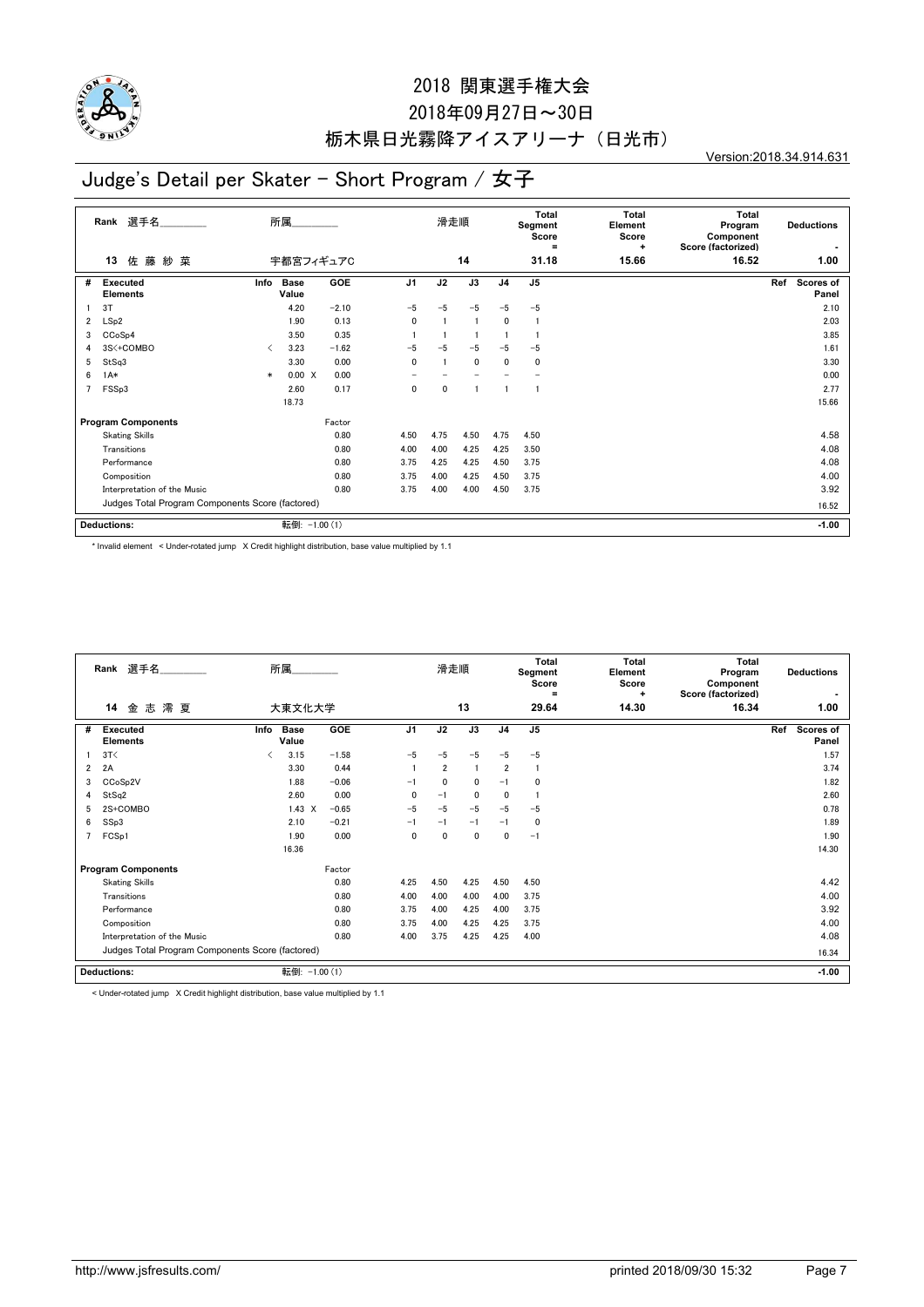# 2018 関東選手権大会

2018年09月27日～30日

栃木県日光霧降アイスアリーナ（日光市）

Version:2018.34.914.631

## Judge's Detail per Skater - Short Program / 女子

| Rank | 選手名 | 所属 | 滑走順 | Total Segment Score = | Total Element Score + | Total Program Component Score (factorized) | Deductions - |
|---|---|---|---|---|---|---|---|
| 13 | 佐藤紗菜 | 宇都宮フィギュアC | 14 | 31.18 | 15.66 | 16.52 | 1.00 |

| # | Executed Elements | Info | Base Value | | GOE | J1 | J2 | J3 | J4 | J5 | Ref | Scores of Panel |
|---|---|---|---|---|---|---|---|---|---|---|---|---|
| 1 | 3T | | 4.20 | | −2.10 | −5 | −5 | −5 | −5 | −5 | | 2.10 |
| 2 | LSp2 | | 1.90 | | 0.13 | 0 | 1 | 1 | 0 | 1 | | 2.03 |
| 3 | CCoSp4 | | 3.50 | | 0.35 | 1 | 1 | 1 | 1 | 1 | | 3.85 |
| 4 | 3S<+COMBO | < | 3.23 | | −1.62 | −5 | −5 | −5 | −5 | −5 | | 1.61 |
| 5 | StSq3 | | 3.30 | | 0.00 | 0 | 1 | 0 | 0 | 0 | | 3.30 |
| 6 | 1A* | * | 0.00 | X | 0.00 | − | − | − | − | − | | 0.00 |
| 7 | FSSp3 | | 2.60 | | 0.17 | 0 | 0 | 1 | 1 | 1 | | 2.77 |
| | | | 18.73 | | | | | | | | | 15.66 |
| | **Program Components** | | | | Factor | | | | | | | |
| | Skating Skills | | | | 0.80 | 4.50 | 4.75 | 4.50 | 4.75 | 4.50 | | 4.58 |
| | Transitions | | | | 0.80 | 4.00 | 4.00 | 4.25 | 4.25 | 3.50 | | 4.08 |
| | Performance | | | | 0.80 | 3.75 | 4.25 | 4.25 | 4.50 | 3.75 | | 4.08 |
| | Composition | | | | 0.80 | 3.75 | 4.00 | 4.25 | 4.50 | 3.75 | | 4.00 |
| | Interpretation of the Music | | | | 0.80 | 3.75 | 4.00 | 4.00 | 4.50 | 3.75 | | 3.92 |
| | Judges Total Program Components Score (factored) | | | | | | | | | | | 16.52 |
| | **Deductions:** | | 転倒: −1.00 (1) | | | | | | | | | −1.00 |

\* Invalid element < Under-rotated jump X Credit highlight distribution, base value multiplied by 1.1

| Rank | 選手名 | 所属 | 滑走順 | Total Segment Score = | Total Element Score + | Total Program Component Score (factorized) | Deductions - |
|---|---|---|---|---|---|---|---|
| 14 | 金志澪夏 | 大東文化大学 | 13 | 29.64 | 14.30 | 16.34 | 1.00 |

| # | Executed Elements | Info | Base Value | | GOE | J1 | J2 | J3 | J4 | J5 | Ref | Scores of Panel |
|---|---|---|---|---|---|---|---|---|---|---|---|---|
| 1 | 3T< | < | 3.15 | | −1.58 | −5 | −5 | −5 | −5 | −5 | | 1.57 |
| 2 | 2A | | 3.30 | | 0.44 | 1 | 2 | 1 | 2 | 1 | | 3.74 |
| 3 | CCoSp2V | | 1.88 | | −0.06 | −1 | 0 | 0 | −1 | 0 | | 1.82 |
| 4 | StSq2 | | 2.60 | | 0.00 | 0 | −1 | 0 | 0 | 1 | | 2.60 |
| 5 | 2S+COMBO | | 1.43 | X | −0.65 | −5 | −5 | −5 | −5 | −5 | | 0.78 |
| 6 | SSp3 | | 2.10 | | −0.21 | −1 | −1 | −1 | −1 | 0 | | 1.89 |
| 7 | FCSp1 | | 1.90 | | 0.00 | 0 | 0 | 0 | 0 | −1 | | 1.90 |
| | | | 16.36 | | | | | | | | | 14.30 |
| | **Program Components** | | | | Factor | | | | | | | |
| | Skating Skills | | | | 0.80 | 4.25 | 4.50 | 4.25 | 4.50 | 4.50 | | 4.42 |
| | Transitions | | | | 0.80 | 4.00 | 4.00 | 4.00 | 4.00 | 3.75 | | 4.00 |
| | Performance | | | | 0.80 | 3.75 | 4.00 | 4.25 | 4.00 | 3.75 | | 3.92 |
| | Composition | | | | 0.80 | 3.75 | 4.00 | 4.25 | 4.25 | 3.75 | | 4.00 |
| | Interpretation of the Music | | | | 0.80 | 4.00 | 3.75 | 4.25 | 4.25 | 4.00 | | 4.08 |
| | Judges Total Program Components Score (factored) | | | | | | | | | | | 16.34 |
| | **Deductions:** | | 転倒: −1.00 (1) | | | | | | | | | −1.00 |

< Under-rotated jump X Credit highlight distribution, base value multiplied by 1.1

http://www.jsfresults.com/ printed 2018/09/30 15:32